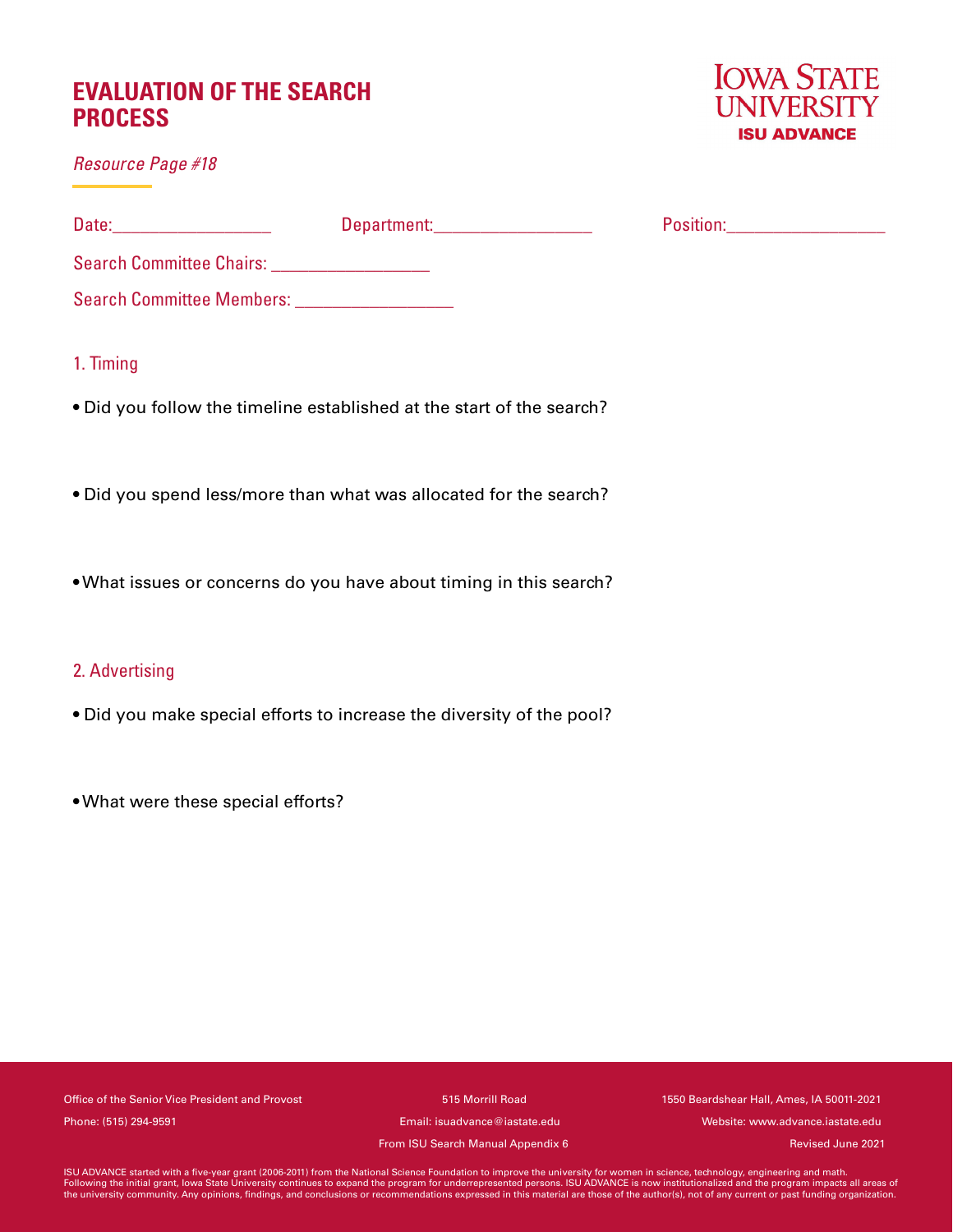# EVALUATION OF THE SEARCH PROCESS

**IOWA STATE UNIVERSITY**
**ISU ADVANCE**

*Resource Page #18*

Date:_________________ Department:_________________ Position:_________________

Search Committee Chairs: _________________

Search Committee Members: _________________

## 1. Timing

- Did you follow the timeline established at the start of the search?
- Did you spend less/more than what was allocated for the search?
- What issues or concerns do you have about timing in this search?

## 2. Advertising

- Did you make special efforts to increase the diversity of the pool?
- What were these special efforts?

Office of the Senior Vice President and Provost
515 Morrill Road
1550 Beardshear Hall, Ames, IA 50011-2021
Phone: (515) 294-9591
Email: isuadvance@iastate.edu
Website: www.advance.iastate.edu
From ISU Search Manual Appendix 6
Revised June 2021

ISU ADVANCE started with a five-year grant (2006-2011) from the National Science Foundation to improve the university for women in science, technology, engineering and math. Following the initial grant, Iowa State University continues to expand the program for underrepresented persons. ISU ADVANCE is now institutionalized and the program impacts all areas of the university community. Any opinions, findings, and conclusions or recommendations expressed in this material are those of the author(s), not of any current or past funding organization.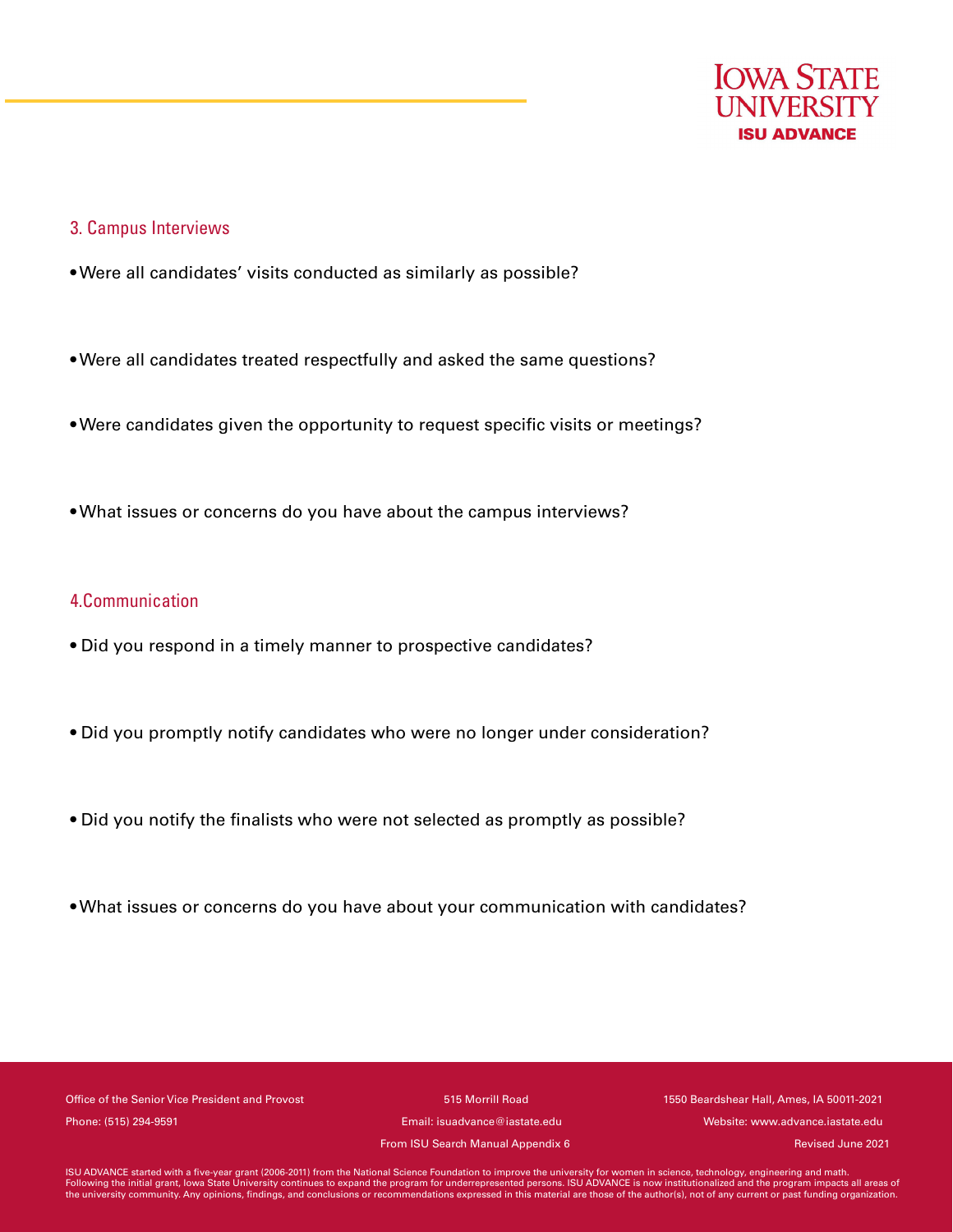## 3. Campus Interviews

- Were all candidates' visits conducted as similarly as possible?
- Were all candidates treated respectfully and asked the same questions?
- Were candidates given the opportunity to request specific visits or meetings?
- What issues or concerns do you have about the campus interviews?

## 4.Communication

- Did you respond in a timely manner to prospective candidates?
- Did you promptly notify candidates who were no longer under consideration?
- Did you notify the finalists who were not selected as promptly as possible?
- What issues or concerns do you have about your communication with candidates?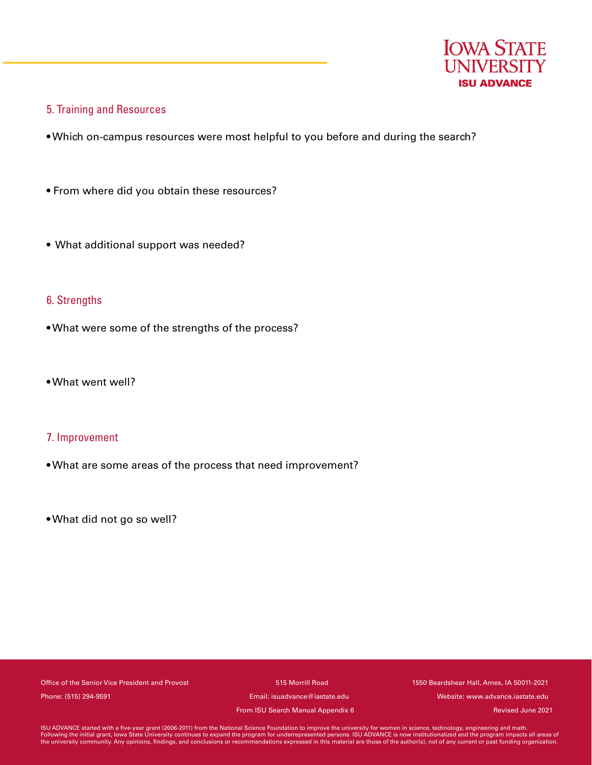## 5. Training and Resources

- Which on-campus resources were most helpful to you before and during the search?
- From where did you obtain these resources?
- What additional support was needed?

## 6. Strengths

- What were some of the strengths of the process?
- What went well?

## 7. Improvement

- What are some areas of the process that need improvement?
- What did not go so well?

Office of the Senior Vice President and Provost 515 Morrill Road 1550 Beardshear Hall, Ames, IA 50011-2021

Phone: (515) 294-9591 Email: isuadvance@iastate.edu Website: www.advance.iastate.edu

From ISU Search Manual Appendix 6 Revised June 2021

ISU ADVANCE started with a five-year grant (2006-2011) from the National Science Foundation to improve the university for women in science, technology, engineering and math. Following the initial grant, Iowa State University continues to expand the program for underrepresented persons. ISU ADVANCE is now institutionalized and the program impacts all areas of the university community. Any opinions, findings, and conclusions or recommendations expressed in this material are those of the author(s), not of any current or past funding organization.